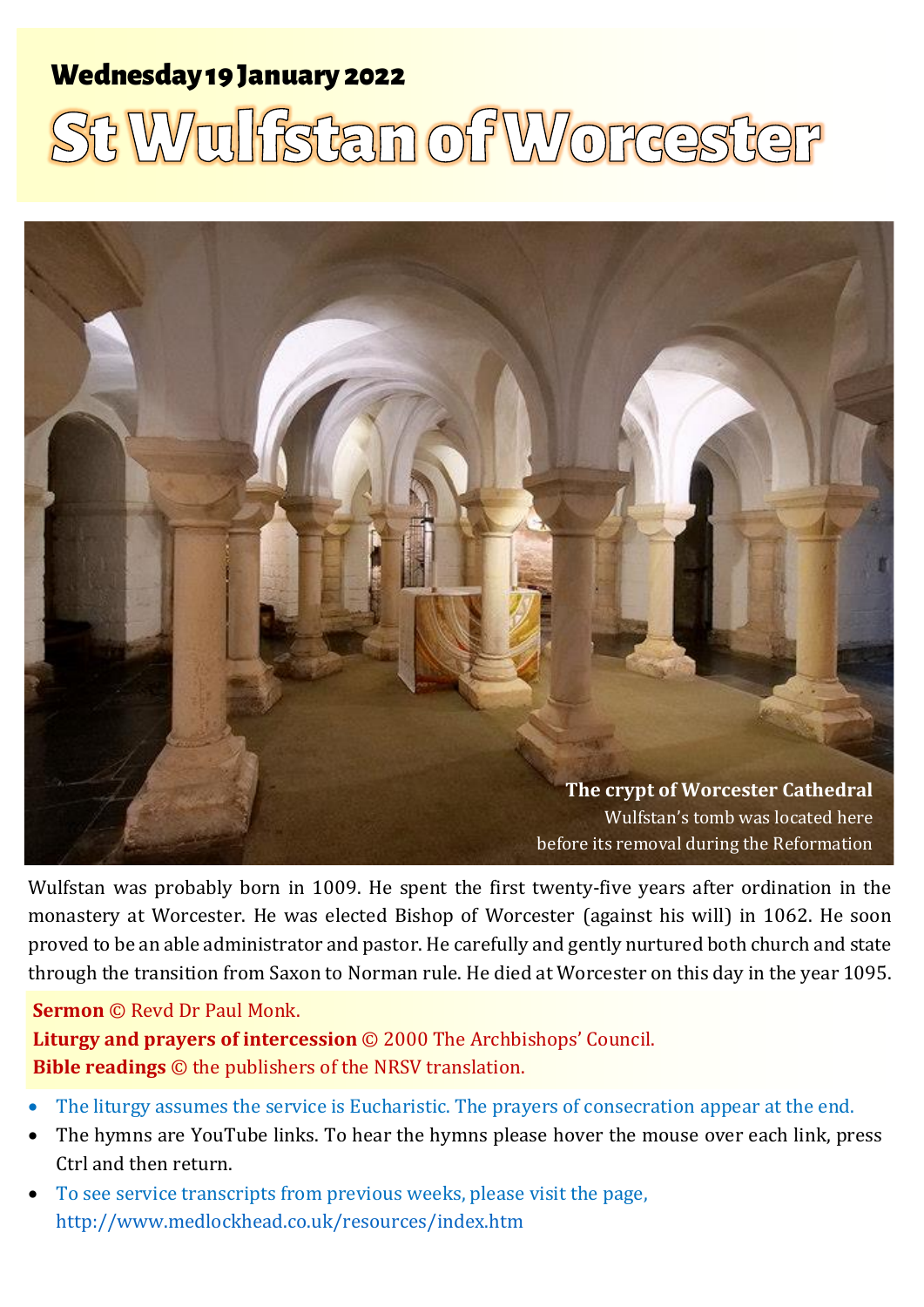**Wednesday 19 January 2022**

# St Wulfstan of Worcester

**The crypt of Worcester Cathedral**
Wulfstan's tomb was located here
before its removal during the Reformation

Wulfstan was probably born in 1009. He spent the first twenty-five years after ordination in the monastery at Worcester. He was elected Bishop of Worcester (against his will) in 1062. He soon proved to be an able administrator and pastor. He carefully and gently nurtured both church and state through the transition from Saxon to Norman rule. He died at Worcester on this day in the year 1095.

**Sermon** © Revd Dr Paul Monk.
**Liturgy and prayers of intercession** © 2000 The Archbishops' Council.
**Bible readings** © the publishers of the NRSV translation.

- The liturgy assumes the service is Eucharistic. The prayers of consecration appear at the end.
- The hymns are YouTube links. To hear the hymns please hover the mouse over each link, press Ctrl and then return.
- To see service transcripts from previous weeks, please visit the page, http://www.medlockhead.co.uk/resources/index.htm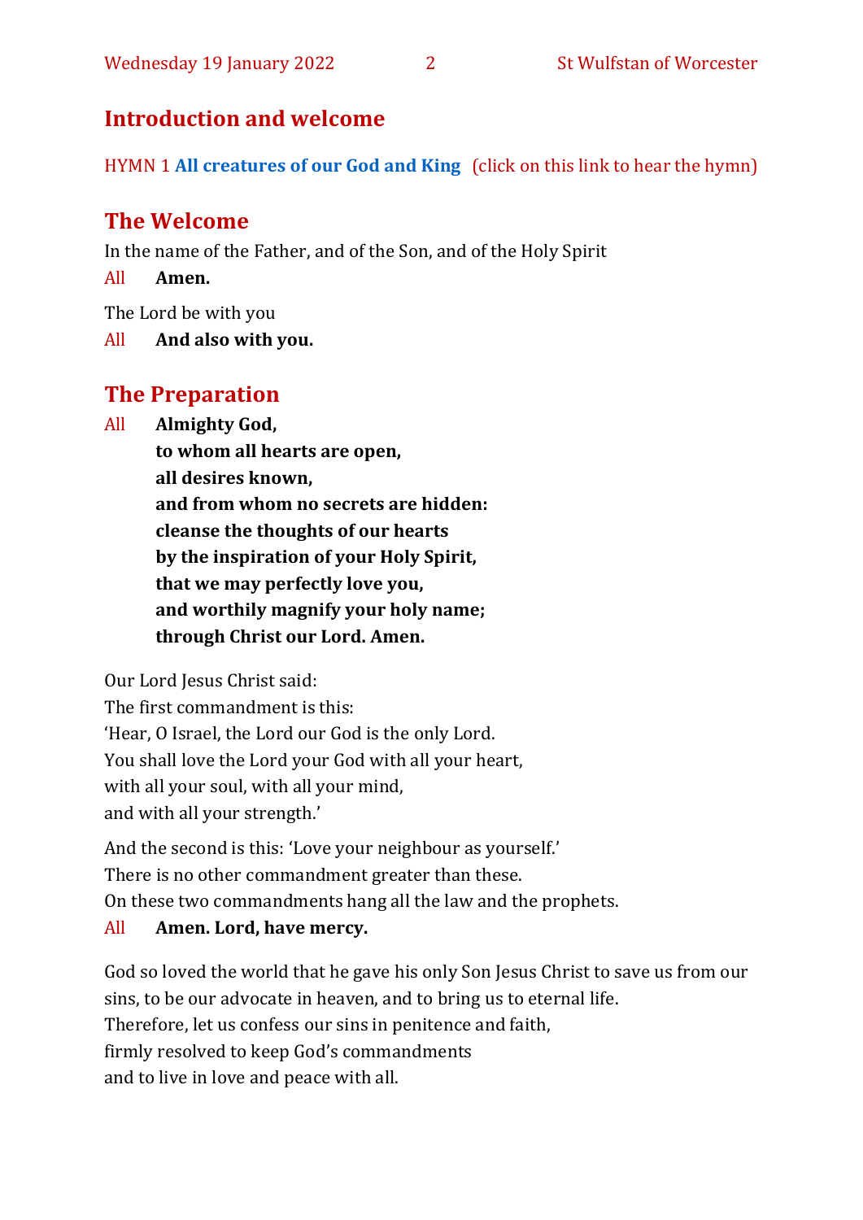## Introduction and welcome

HYMN 1 **All creatures of our God and King** (click on this link to hear the hymn)

## The Welcome

In the name of the Father, and of the Son, and of the Holy Spirit

All **Amen.**

The Lord be with you

All **And also with you.**

## The Preparation

All **Almighty God,**
**to whom all hearts are open,**
**all desires known,**
**and from whom no secrets are hidden:**
**cleanse the thoughts of our hearts**
**by the inspiration of your Holy Spirit,**
**that we may perfectly love you,**
**and worthily magnify your holy name;**
**through Christ our Lord. Amen.**

Our Lord Jesus Christ said:
The first commandment is this:
'Hear, O Israel, the Lord our God is the only Lord.
You shall love the Lord your God with all your heart,
with all your soul, with all your mind,
and with all your strength.'

And the second is this: 'Love your neighbour as yourself.'
There is no other commandment greater than these.
On these two commandments hang all the law and the prophets.

All **Amen. Lord, have mercy.**

God so loved the world that he gave his only Son Jesus Christ to save us from our sins, to be our advocate in heaven, and to bring us to eternal life.
Therefore, let us confess our sins in penitence and faith,
firmly resolved to keep God's commandments
and to live in love and peace with all.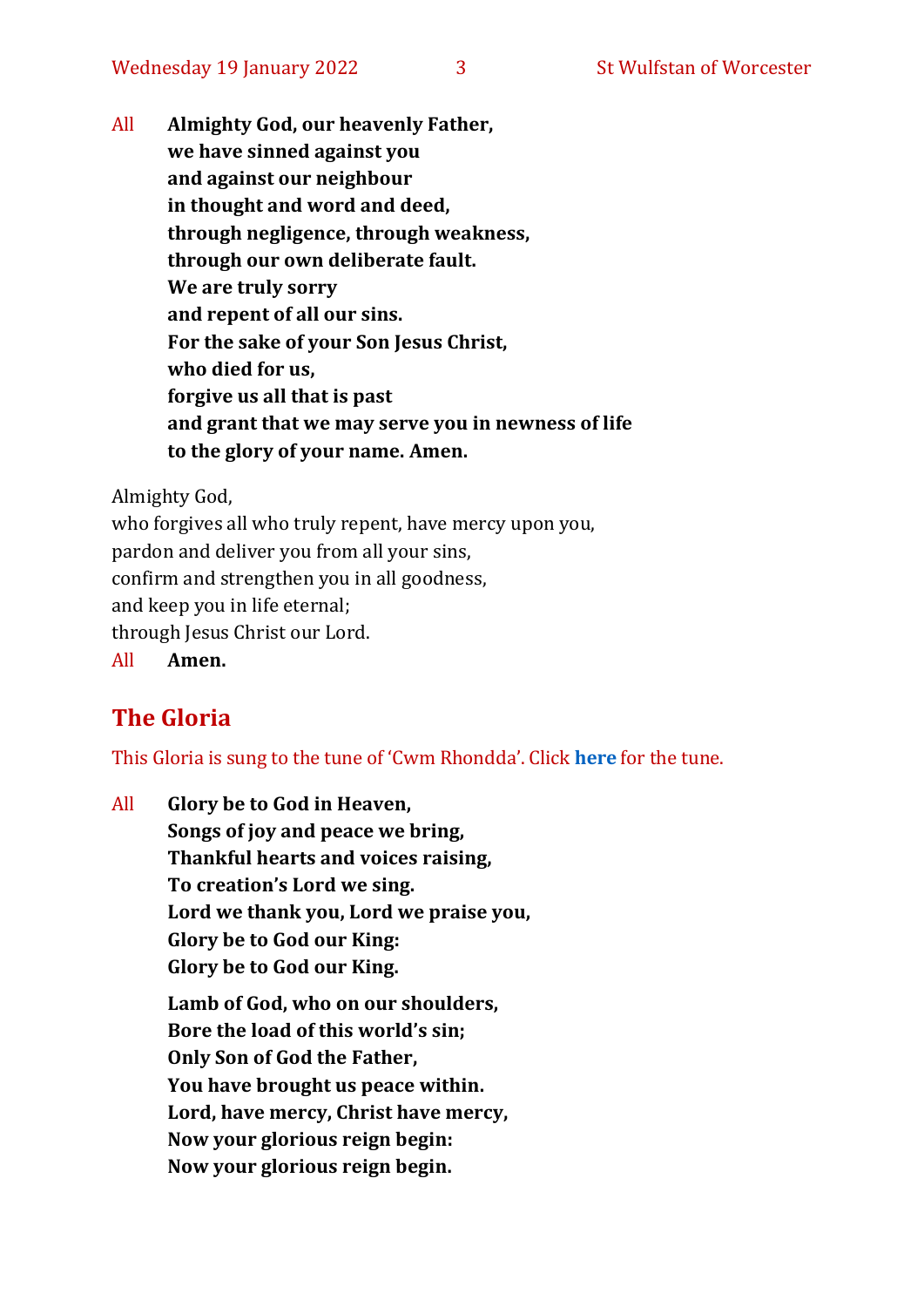All **Almighty God, our heavenly Father,**
**we have sinned against you**
**and against our neighbour**
**in thought and word and deed,**
**through negligence, through weakness,**
**through our own deliberate fault.**
**We are truly sorry**
**and repent of all our sins.**
**For the sake of your Son Jesus Christ,**
**who died for us,**
**forgive us all that is past**
**and grant that we may serve you in newness of life**
**to the glory of your name. Amen.**

Almighty God,
who forgives all who truly repent, have mercy upon you,
pardon and deliver you from all your sins,
confirm and strengthen you in all goodness,
and keep you in life eternal;
through Jesus Christ our Lord.

All **Amen.**

## The Gloria

This Gloria is sung to the tune of 'Cwm Rhondda'. Click **here** for the tune.

All **Glory be to God in Heaven,**
**Songs of joy and peace we bring,**
**Thankful hearts and voices raising,**
**To creation's Lord we sing.**
**Lord we thank you, Lord we praise you,**
**Glory be to God our King:**
**Glory be to God our King.**

**Lamb of God, who on our shoulders,**
**Bore the load of this world's sin;**
**Only Son of God the Father,**
**You have brought us peace within.**
**Lord, have mercy, Christ have mercy,**
**Now your glorious reign begin:**
**Now your glorious reign begin.**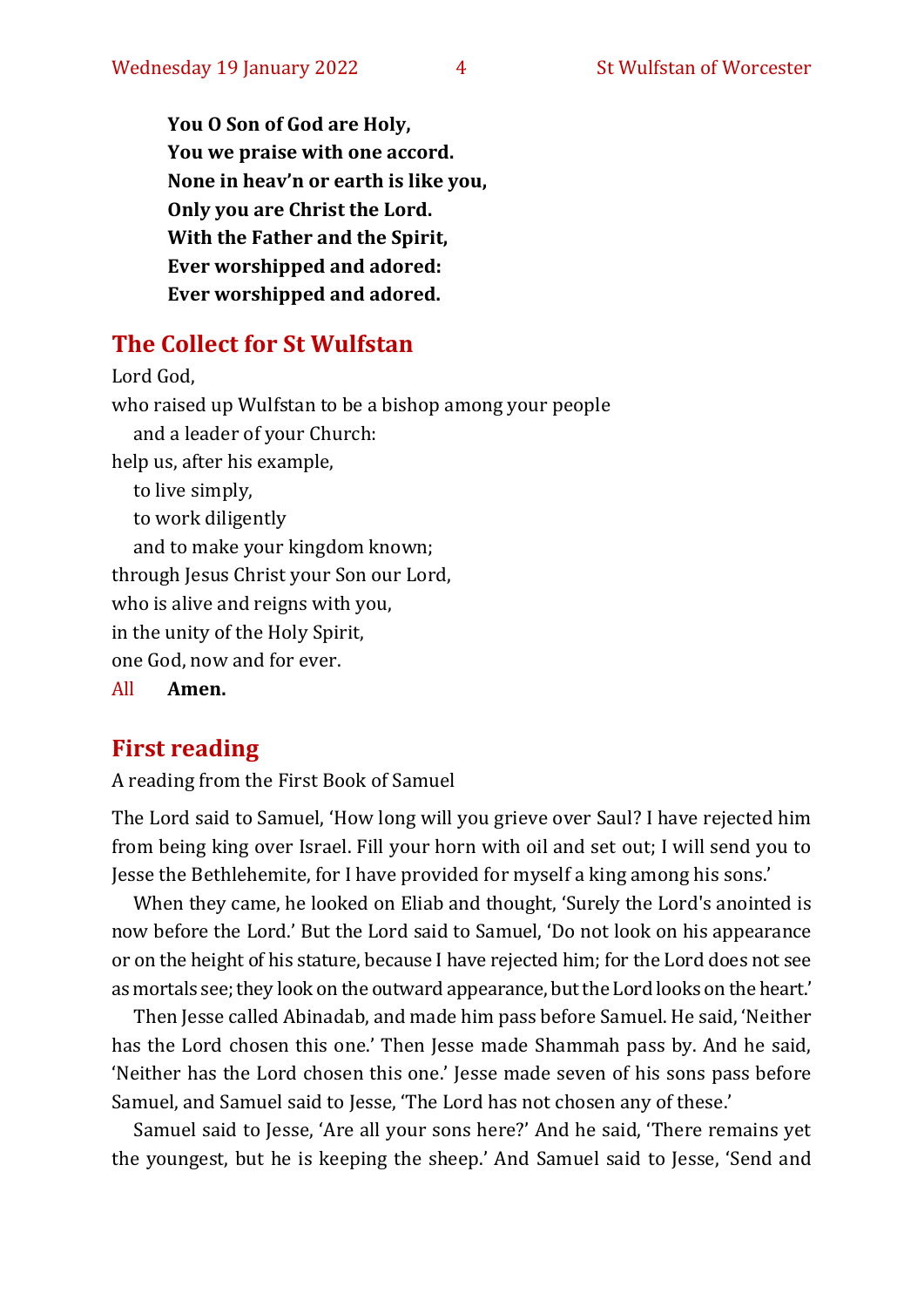**You O Son of God are Holy,**
**You we praise with one accord.**
**None in heav'n or earth is like you,**
**Only you are Christ the Lord.**
**With the Father and the Spirit,**
**Ever worshipped and adored:**
**Ever worshipped and adored.**

## The Collect for St Wulfstan

Lord God,
who raised up Wulfstan to be a bishop among your people
  and a leader of your Church:
help us, after his example,
  to live simply,
  to work diligently
  and to make your kingdom known;
through Jesus Christ your Son our Lord,
who is alive and reigns with you,
in the unity of the Holy Spirit,
one God, now and for ever.
All **Amen.**

## First reading

A reading from the First Book of Samuel

The Lord said to Samuel, 'How long will you grieve over Saul? I have rejected him from being king over Israel. Fill your horn with oil and set out; I will send you to Jesse the Bethlehemite, for I have provided for myself a king among his sons.'

When they came, he looked on Eliab and thought, 'Surely the Lord's anointed is now before the Lord.' But the Lord said to Samuel, 'Do not look on his appearance or on the height of his stature, because I have rejected him; for the Lord does not see as mortals see; they look on the outward appearance, but the Lord looks on the heart.'

Then Jesse called Abinadab, and made him pass before Samuel. He said, 'Neither has the Lord chosen this one.' Then Jesse made Shammah pass by. And he said, 'Neither has the Lord chosen this one.' Jesse made seven of his sons pass before Samuel, and Samuel said to Jesse, 'The Lord has not chosen any of these.'

Samuel said to Jesse, 'Are all your sons here?' And he said, 'There remains yet the youngest, but he is keeping the sheep.' And Samuel said to Jesse, 'Send and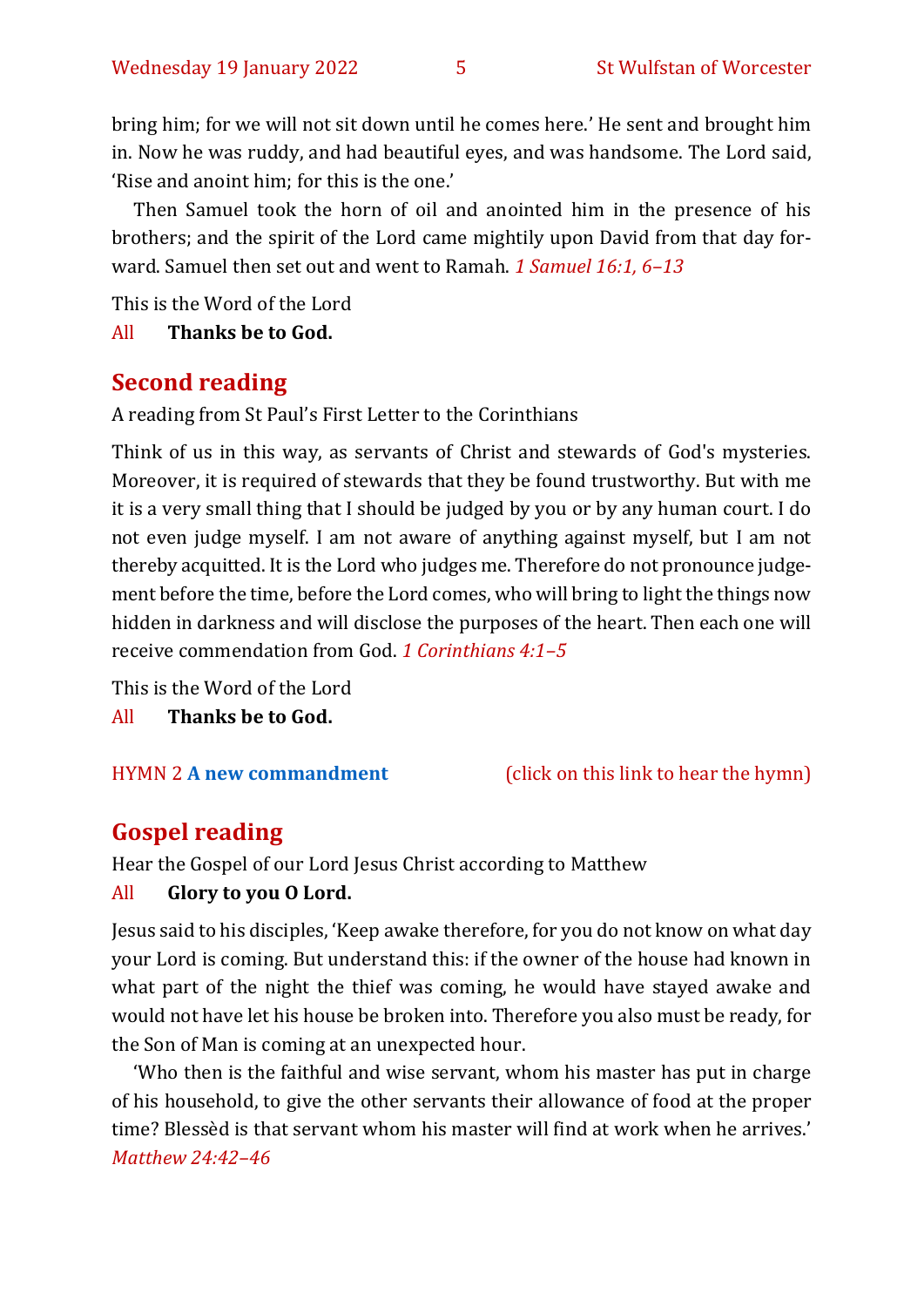bring him; for we will not sit down until he comes here.' He sent and brought him in. Now he was ruddy, and had beautiful eyes, and was handsome. The Lord said, 'Rise and anoint him; for this is the one.'

Then Samuel took the horn of oil and anointed him in the presence of his brothers; and the spirit of the Lord came mightily upon David from that day forward. Samuel then set out and went to Ramah. *1 Samuel 16:1, 6–13*

This is the Word of the Lord

All **Thanks be to God.**

## Second reading

A reading from St Paul's First Letter to the Corinthians

Think of us in this way, as servants of Christ and stewards of God's mysteries. Moreover, it is required of stewards that they be found trustworthy. But with me it is a very small thing that I should be judged by you or by any human court. I do not even judge myself. I am not aware of anything against myself, but I am not thereby acquitted. It is the Lord who judges me. Therefore do not pronounce judgement before the time, before the Lord comes, who will bring to light the things now hidden in darkness and will disclose the purposes of the heart. Then each one will receive commendation from God. *1 Corinthians 4:1–5*

This is the Word of the Lord

All **Thanks be to God.**

HYMN 2 **A new commandment** (click on this link to hear the hymn)

## Gospel reading

Hear the Gospel of our Lord Jesus Christ according to Matthew

All **Glory to you O Lord.**

Jesus said to his disciples, 'Keep awake therefore, for you do not know on what day your Lord is coming. But understand this: if the owner of the house had known in what part of the night the thief was coming, he would have stayed awake and would not have let his house be broken into. Therefore you also must be ready, for the Son of Man is coming at an unexpected hour.

'Who then is the faithful and wise servant, whom his master has put in charge of his household, to give the other servants their allowance of food at the proper time? Blessèd is that servant whom his master will find at work when he arrives.' *Matthew 24:42–46*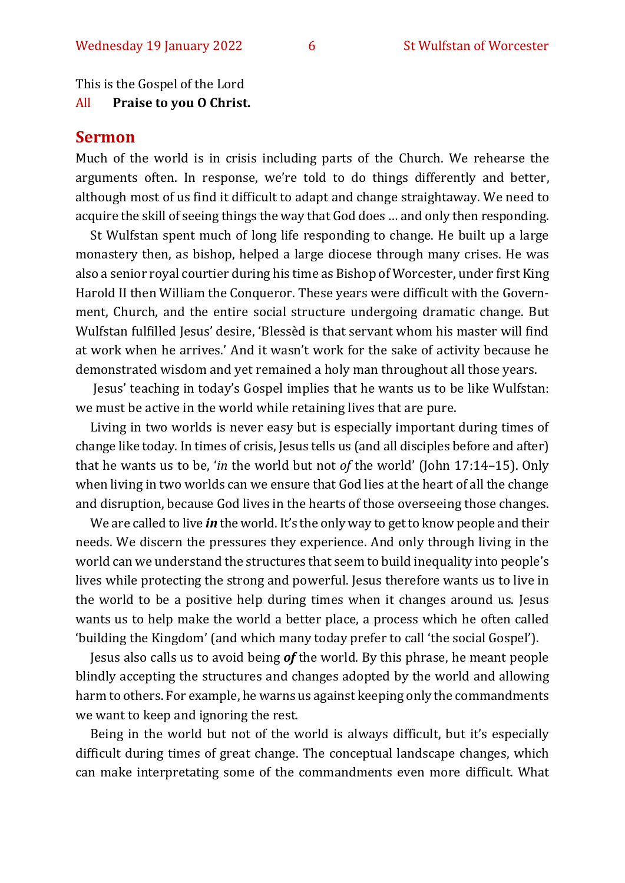This is the Gospel of the Lord

All **Praise to you O Christ.**

## Sermon

Much of the world is in crisis including parts of the Church. We rehearse the arguments often. In response, we're told to do things differently and better, although most of us find it difficult to adapt and change straightaway. We need to acquire the skill of seeing things the way that God does … and only then responding.

St Wulfstan spent much of long life responding to change. He built up a large monastery then, as bishop, helped a large diocese through many crises. He was also a senior royal courtier during his time as Bishop of Worcester, under first King Harold II then William the Conqueror. These years were difficult with the Government, Church, and the entire social structure undergoing dramatic change. But Wulfstan fulfilled Jesus' desire, 'Blessèd is that servant whom his master will find at work when he arrives.' And it wasn't work for the sake of activity because he demonstrated wisdom and yet remained a holy man throughout all those years.

Jesus' teaching in today's Gospel implies that he wants us to be like Wulfstan: we must be active in the world while retaining lives that are pure.

Living in two worlds is never easy but is especially important during times of change like today. In times of crisis, Jesus tells us (and all disciples before and after) that he wants us to be, '*in* the world but not *of* the world' (John 17:14–15). Only when living in two worlds can we ensure that God lies at the heart of all the change and disruption, because God lives in the hearts of those overseeing those changes.

We are called to live ***in*** the world. It's the only way to get to know people and their needs. We discern the pressures they experience. And only through living in the world can we understand the structures that seem to build inequality into people's lives while protecting the strong and powerful. Jesus therefore wants us to live in the world to be a positive help during times when it changes around us. Jesus wants us to help make the world a better place, a process which he often called 'building the Kingdom' (and which many today prefer to call 'the social Gospel').

Jesus also calls us to avoid being ***of*** the world. By this phrase, he meant people blindly accepting the structures and changes adopted by the world and allowing harm to others. For example, he warns us against keeping only the commandments we want to keep and ignoring the rest.

Being in the world but not of the world is always difficult, but it's especially difficult during times of great change. The conceptual landscape changes, which can make interpretating some of the commandments even more difficult. What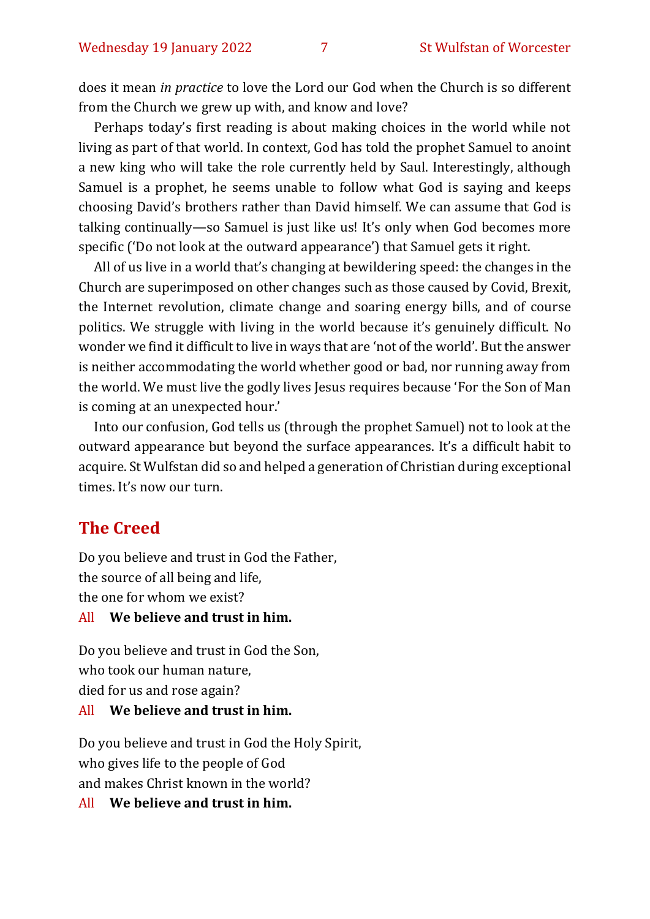does it mean *in practice* to love the Lord our God when the Church is so different from the Church we grew up with, and know and love?

Perhaps today's first reading is about making choices in the world while not living as part of that world. In context, God has told the prophet Samuel to anoint a new king who will take the role currently held by Saul. Interestingly, although Samuel is a prophet, he seems unable to follow what God is saying and keeps choosing David's brothers rather than David himself. We can assume that God is talking continually—so Samuel is just like us! It's only when God becomes more specific ('Do not look at the outward appearance') that Samuel gets it right.

All of us live in a world that's changing at bewildering speed: the changes in the Church are superimposed on other changes such as those caused by Covid, Brexit, the Internet revolution, climate change and soaring energy bills, and of course politics. We struggle with living in the world because it's genuinely difficult. No wonder we find it difficult to live in ways that are 'not of the world'. But the answer is neither accommodating the world whether good or bad, nor running away from the world. We must live the godly lives Jesus requires because 'For the Son of Man is coming at an unexpected hour.'

Into our confusion, God tells us (through the prophet Samuel) not to look at the outward appearance but beyond the surface appearances. It's a difficult habit to acquire. St Wulfstan did so and helped a generation of Christian during exceptional times. It's now our turn.

## The Creed

Do you believe and trust in God the Father,
the source of all being and life,
the one for whom we exist?

All **We believe and trust in him.**

Do you believe and trust in God the Son,
who took our human nature,
died for us and rose again?

All **We believe and trust in him.**

Do you believe and trust in God the Holy Spirit,
who gives life to the people of God
and makes Christ known in the world?

All **We believe and trust in him.**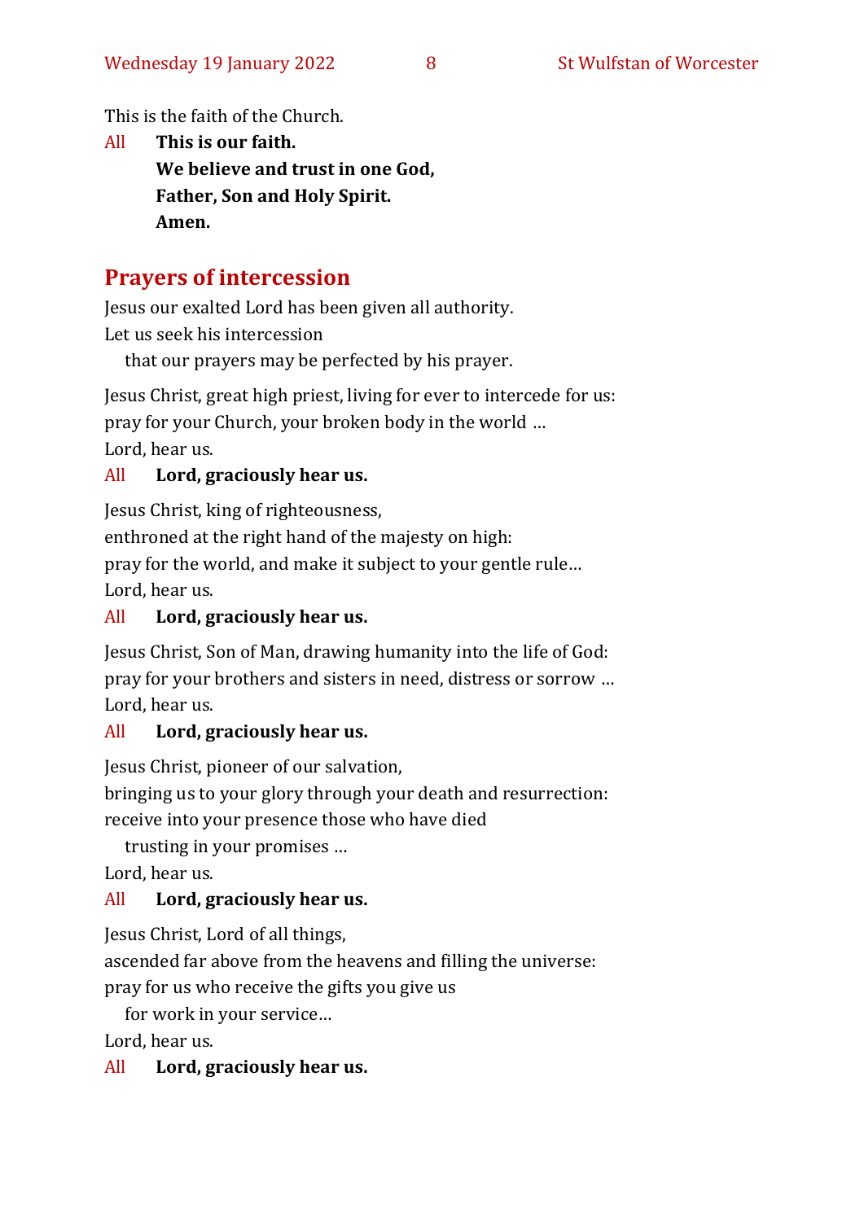This is the faith of the Church.

All **This is our faith.**
**We believe and trust in one God,**
**Father, Son and Holy Spirit.**
**Amen.**

## Prayers of intercession

Jesus our exalted Lord has been given all authority.
Let us seek his intercession
  that our prayers may be perfected by his prayer.

Jesus Christ, great high priest, living for ever to intercede for us:
pray for your Church, your broken body in the world …
Lord, hear us.

All **Lord, graciously hear us.**

Jesus Christ, king of righteousness,
enthroned at the right hand of the majesty on high:
pray for the world, and make it subject to your gentle rule…
Lord, hear us.

All **Lord, graciously hear us.**

Jesus Christ, Son of Man, drawing humanity into the life of God:
pray for your brothers and sisters in need, distress or sorrow …
Lord, hear us.

All **Lord, graciously hear us.**

Jesus Christ, pioneer of our salvation,
bringing us to your glory through your death and resurrection:
receive into your presence those who have died
  trusting in your promises …
Lord, hear us.

All **Lord, graciously hear us.**

Jesus Christ, Lord of all things,
ascended far above from the heavens and filling the universe:
pray for us who receive the gifts you give us
  for work in your service…
Lord, hear us.

All **Lord, graciously hear us.**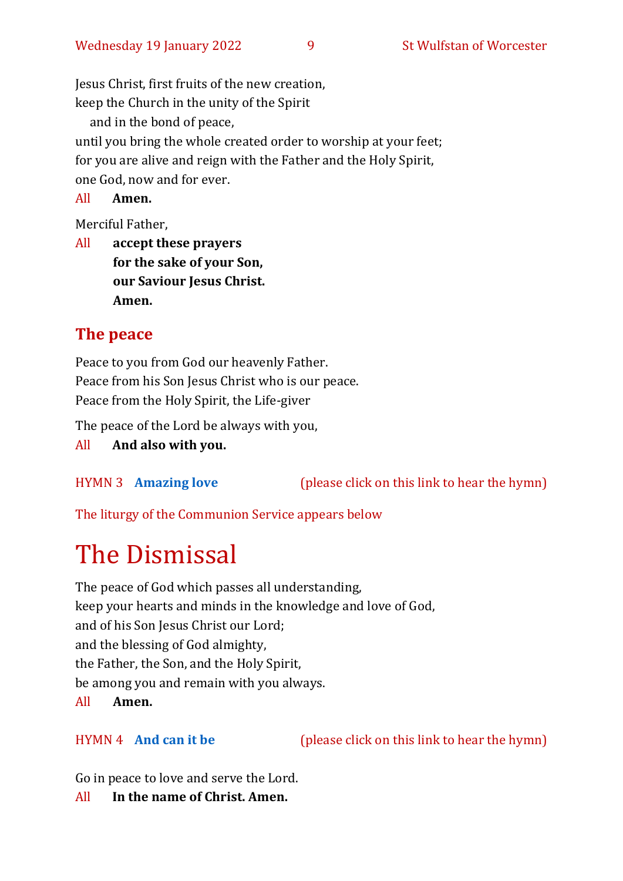Jesus Christ, first fruits of the new creation,
keep the Church in the unity of the Spirit
  and in the bond of peace,
until you bring the whole created order to worship at your feet;
for you are alive and reign with the Father and the Holy Spirit,
one God, now and for ever.

All **Amen.**

Merciful Father,

All **accept these prayers**
**for the sake of your Son,**
**our Saviour Jesus Christ.**
**Amen.**

## The peace

Peace to you from God our heavenly Father.
Peace from his Son Jesus Christ who is our peace.
Peace from the Holy Spirit, the Life-giver

The peace of the Lord be always with you,

All **And also with you.**

HYMN 3 **Amazing love** (please click on this link to hear the hymn)

The liturgy of the Communion Service appears below

# The Dismissal

The peace of God which passes all understanding,
keep your hearts and minds in the knowledge and love of God,
and of his Son Jesus Christ our Lord;
and the blessing of God almighty,
the Father, the Son, and the Holy Spirit,
be among you and remain with you always.

All **Amen.**

HYMN 4 **And can it be** (please click on this link to hear the hymn)

Go in peace to love and serve the Lord.

All **In the name of Christ. Amen.**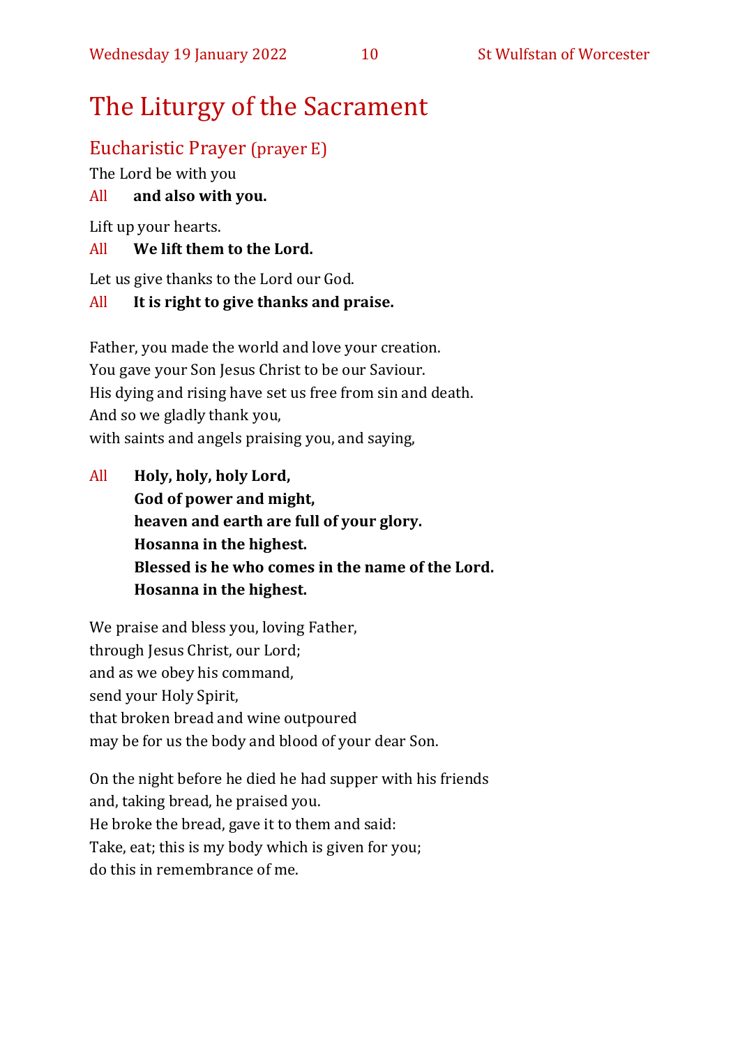# The Liturgy of the Sacrament

## Eucharistic Prayer (prayer E)

The Lord be with you

All **and also with you.**

Lift up your hearts.

All **We lift them to the Lord.**

Let us give thanks to the Lord our God.

All **It is right to give thanks and praise.**

Father, you made the world and love your creation.
You gave your Son Jesus Christ to be our Saviour.
His dying and rising have set us free from sin and death.
And so we gladly thank you,
with saints and angels praising you, and saying,

All **Holy, holy, holy Lord,**
**God of power and might,**
**heaven and earth are full of your glory.**
**Hosanna in the highest.**
**Blessed is he who comes in the name of the Lord.**
**Hosanna in the highest.**

We praise and bless you, loving Father,
through Jesus Christ, our Lord;
and as we obey his command,
send your Holy Spirit,
that broken bread and wine outpoured
may be for us the body and blood of your dear Son.

On the night before he died he had supper with his friends
and, taking bread, he praised you.
He broke the bread, gave it to them and said:
Take, eat; this is my body which is given for you;
do this in remembrance of me.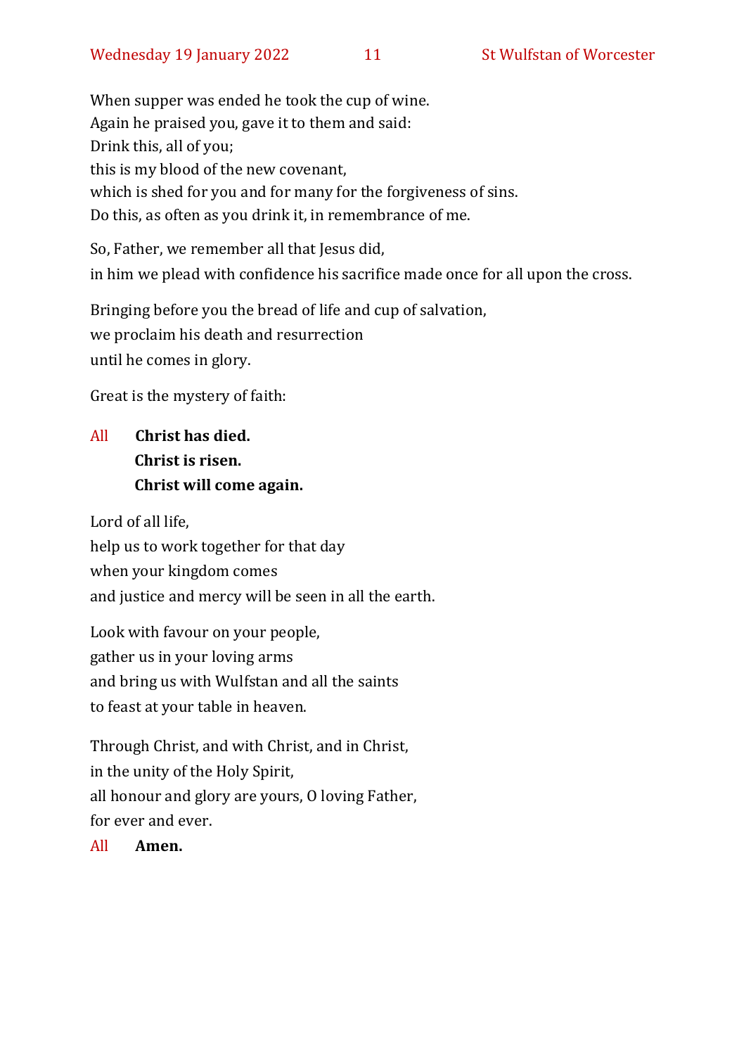When supper was ended he took the cup of wine.
Again he praised you, gave it to them and said:
Drink this, all of you;
this is my blood of the new covenant,
which is shed for you and for many for the forgiveness of sins.
Do this, as often as you drink it, in remembrance of me.

So, Father, we remember all that Jesus did,
in him we plead with confidence his sacrifice made once for all upon the cross.

Bringing before you the bread of life and cup of salvation,
we proclaim his death and resurrection
until he comes in glory.

Great is the mystery of faith:

All **Christ has died.**
**Christ is risen.**
**Christ will come again.**

Lord of all life,
help us to work together for that day
when your kingdom comes
and justice and mercy will be seen in all the earth.

Look with favour on your people,
gather us in your loving arms
and bring us with Wulfstan and all the saints
to feast at your table in heaven.

Through Christ, and with Christ, and in Christ,
in the unity of the Holy Spirit,
all honour and glory are yours, O loving Father,
for ever and ever.

All **Amen.**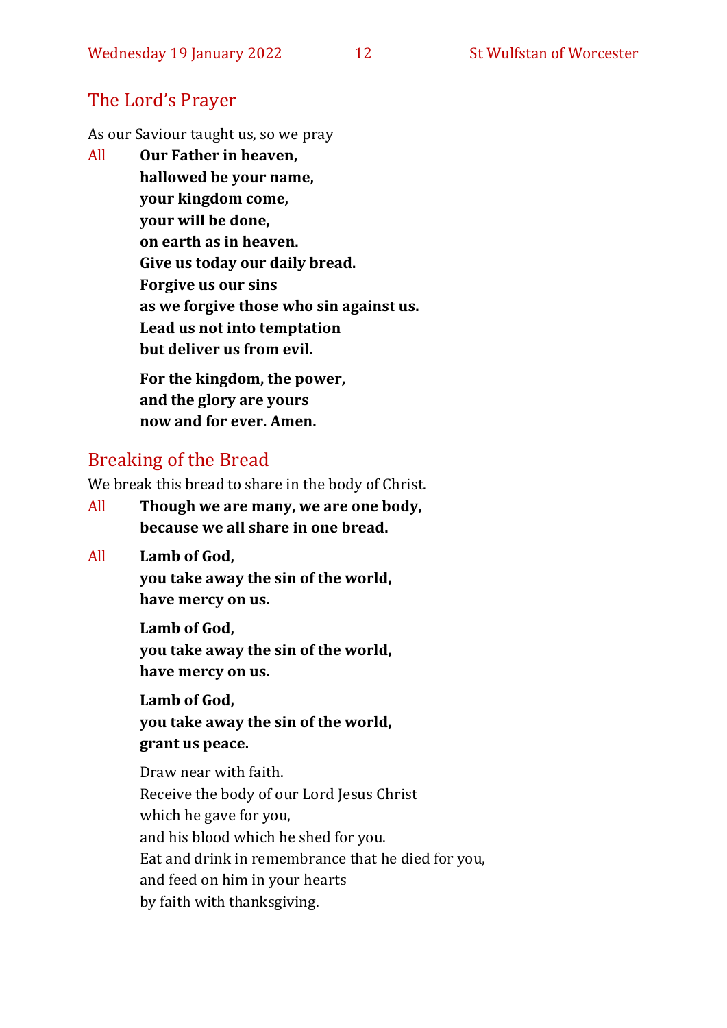## The Lord's Prayer

As our Saviour taught us, so we pray

All **Our Father in heaven,**
**hallowed be your name,**
**your kingdom come,**
**your will be done,**
**on earth as in heaven.**
**Give us today our daily bread.**
**Forgive us our sins**
**as we forgive those who sin against us.**
**Lead us not into temptation**
**but deliver us from evil.**

**For the kingdom, the power,**
**and the glory are yours**
**now and for ever. Amen.**

## Breaking of the Bread

We break this bread to share in the body of Christ.

All **Though we are many, we are one body,**
**because we all share in one bread.**

All **Lamb of God,**
**you take away the sin of the world,**
**have mercy on us.**

**Lamb of God,**
**you take away the sin of the world,**
**have mercy on us.**

**Lamb of God,**
**you take away the sin of the world,**
**grant us peace.**

Draw near with faith.
Receive the body of our Lord Jesus Christ
which he gave for you,
and his blood which he shed for you.
Eat and drink in remembrance that he died for you,
and feed on him in your hearts
by faith with thanksgiving.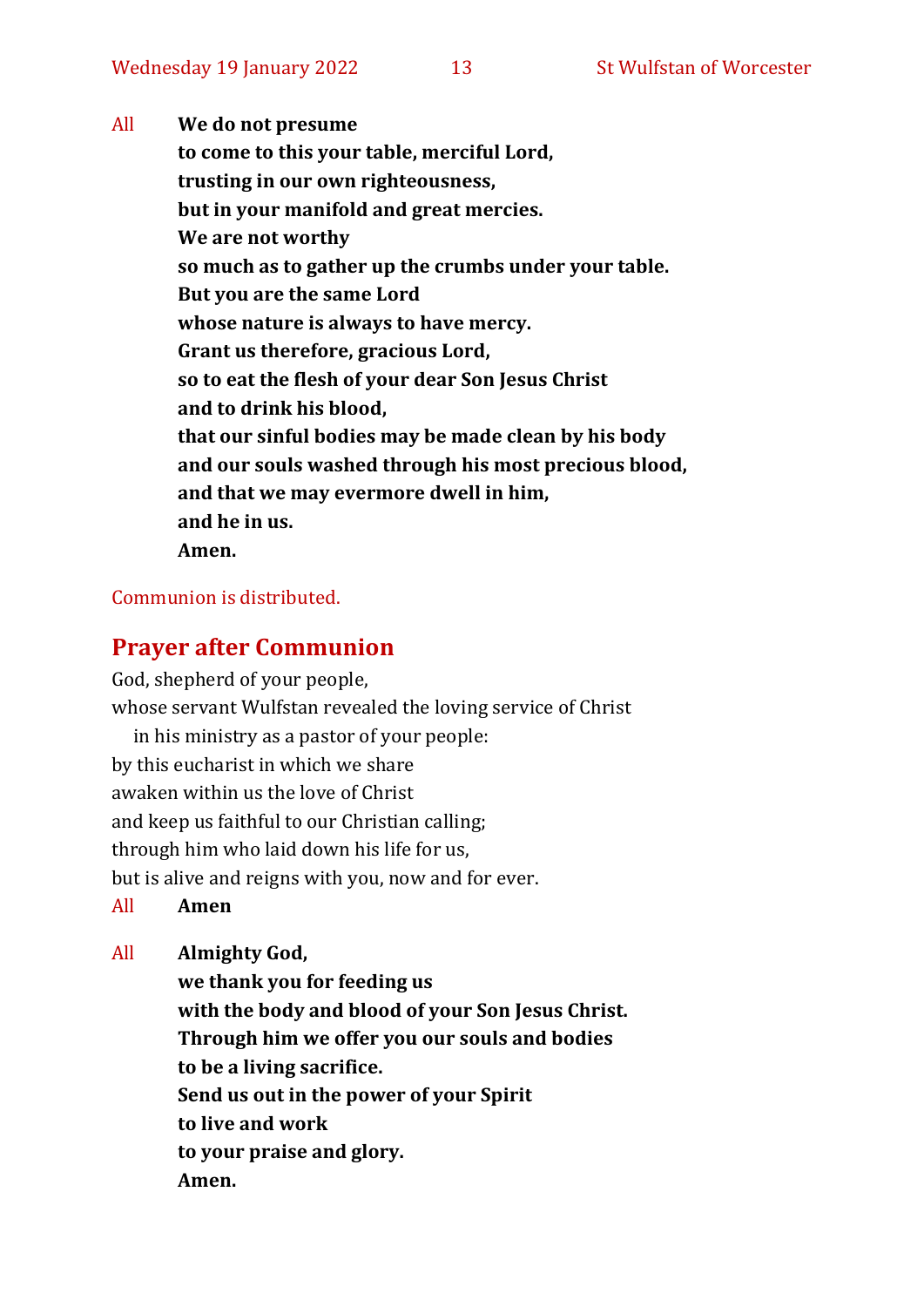All **We do not presume**
**to come to this your table, merciful Lord,**
**trusting in our own righteousness,**
**but in your manifold and great mercies.**
**We are not worthy**
**so much as to gather up the crumbs under your table.**
**But you are the same Lord**
**whose nature is always to have mercy.**
**Grant us therefore, gracious Lord,**
**so to eat the flesh of your dear Son Jesus Christ**
**and to drink his blood,**
**that our sinful bodies may be made clean by his body**
**and our souls washed through his most precious blood,**
**and that we may evermore dwell in him,**
**and he in us.**
**Amen.**

Communion is distributed.

## Prayer after Communion

God, shepherd of your people,
whose servant Wulfstan revealed the loving service of Christ
in his ministry as a pastor of your people:
by this eucharist in which we share
awaken within us the love of Christ
and keep us faithful to our Christian calling;
through him who laid down his life for us,
but is alive and reigns with you, now and for ever.

All **Amen**

All **Almighty God,**
**we thank you for feeding us**
**with the body and blood of your Son Jesus Christ.**
**Through him we offer you our souls and bodies**
**to be a living sacrifice.**
**Send us out in the power of your Spirit**
**to live and work**
**to your praise and glory.**
**Amen.**